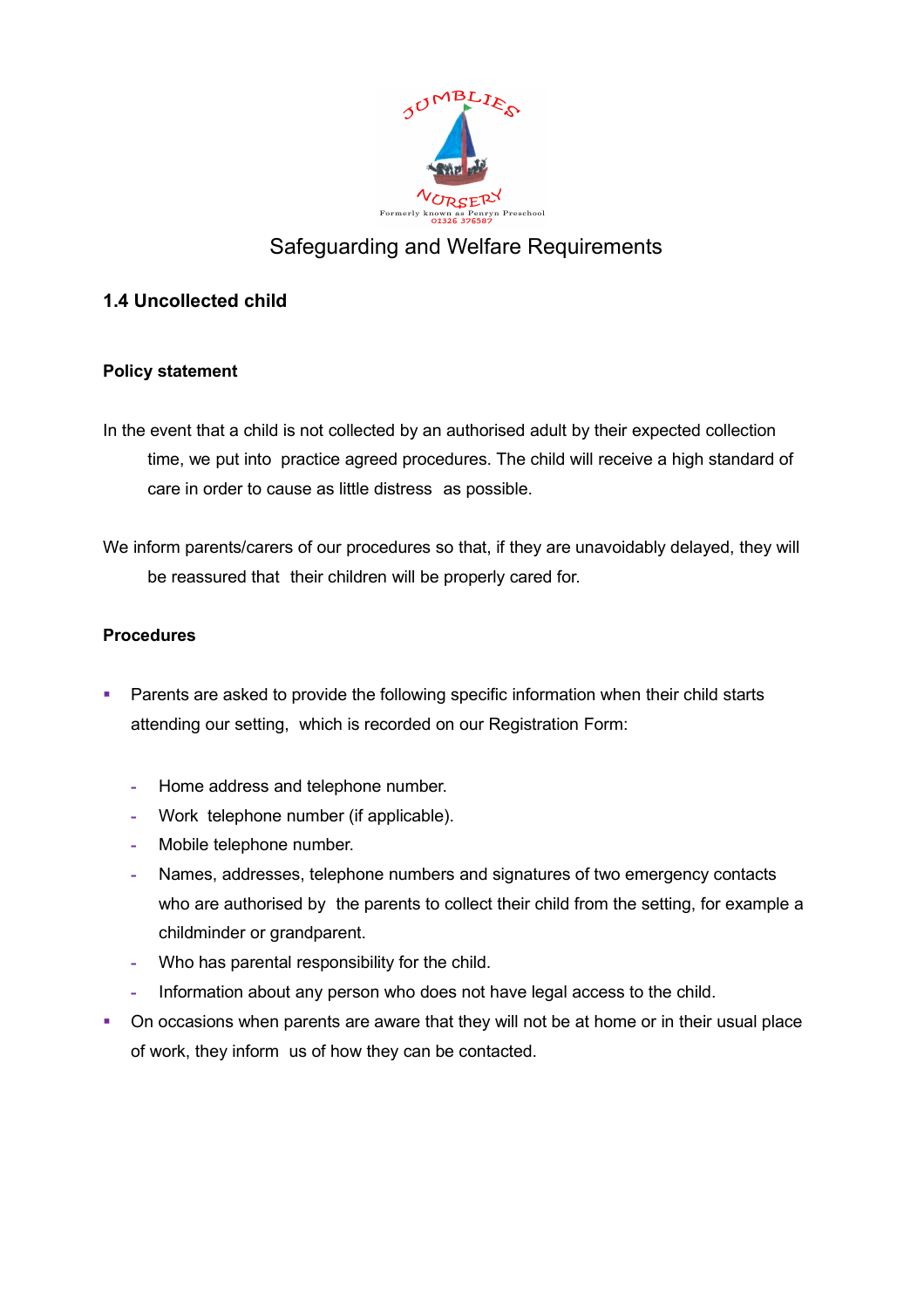# Safeguarding and Welfare Requirements

## 1.4 Uncollected child

### Policy statement

In the event that a child is not collected by an authorised adult by their expected collection time, we put into practice agreed procedures. The child will receive a high standard of care in order to cause as little distress as possible.

We inform parents/carers of our procedures so that, if they are unavoidably delayed, they will be reassured that their children will be properly cared for.

### Procedures

- Parents are asked to provide the following specific information when their child starts attending our setting, which is recorded on our Registration Form:
  - Home address and telephone number.
  - Work telephone number (if applicable).
  - Mobile telephone number.
  - Names, addresses, telephone numbers and signatures of two emergency contacts who are authorised by the parents to collect their child from the setting, for example a childminder or grandparent.
  - Who has parental responsibility for the child.
  - Information about any person who does not have legal access to the child.
- On occasions when parents are aware that they will not be at home or in their usual place of work, they inform us of how they can be contacted.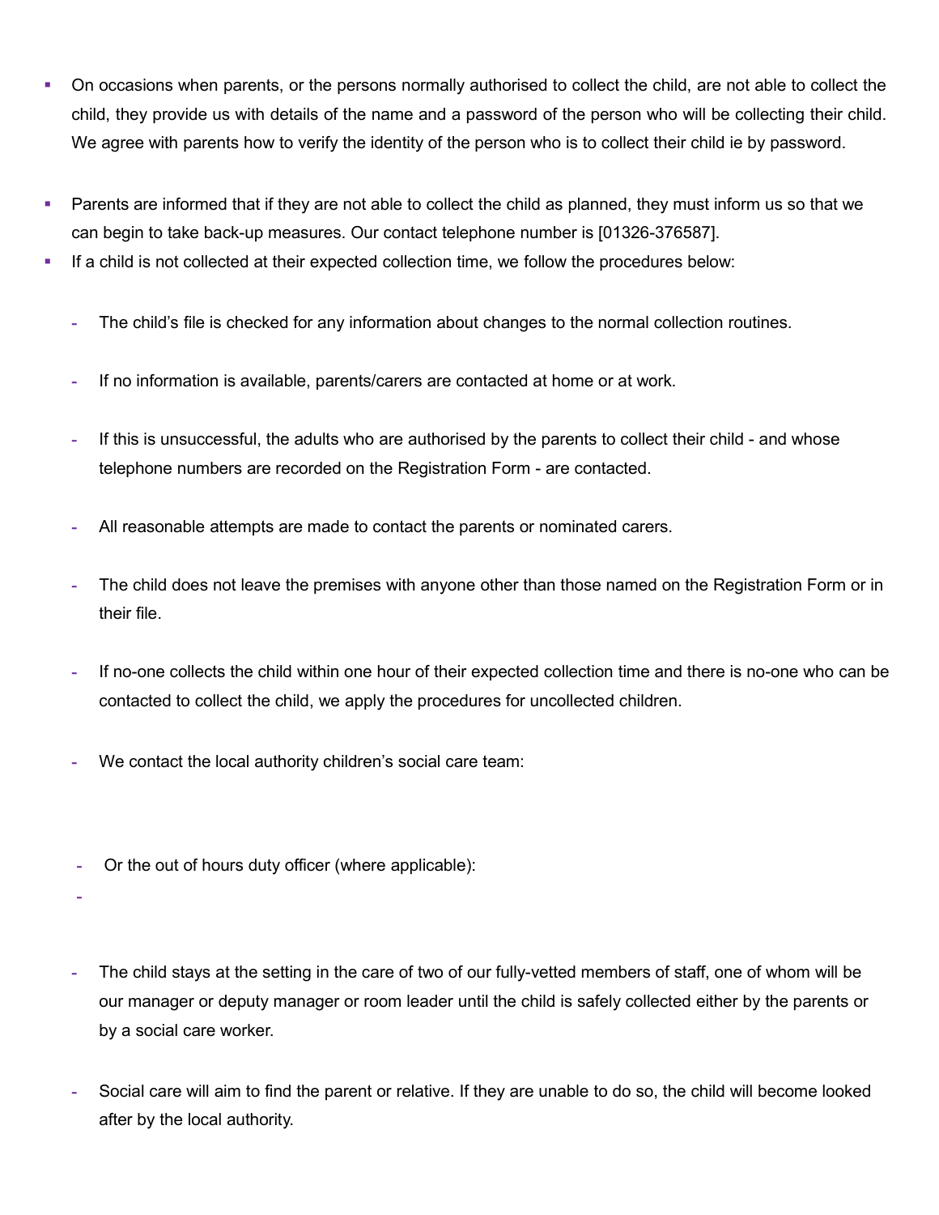- On occasions when parents, or the persons normally authorised to collect the child, are not able to collect the child, they provide us with details of the name and a password of the person who will be collecting their child. We agree with parents how to verify the identity of the person who is to collect their child ie by password.

- Parents are informed that if they are not able to collect the child as planned, they must inform us so that we can begin to take back-up measures. Our contact telephone number is [01326-376587].
- If a child is not collected at their expected collection time, we follow the procedures below:
  - The child's file is checked for any information about changes to the normal collection routines.
  - If no information is available, parents/carers are contacted at home or at work.
  - If this is unsuccessful, the adults who are authorised by the parents to collect their child - and whose telephone numbers are recorded on the Registration Form - are contacted.
  - All reasonable attempts are made to contact the parents or nominated carers.
  - The child does not leave the premises with anyone other than those named on the Registration Form or in their file.
  - If no-one collects the child within one hour of their expected collection time and there is no-one who can be contacted to collect the child, we apply the procedures for uncollected children.
  - We contact the local authority children's social care team:
  - Or the out of hours duty officer (where applicable):
  - The child stays at the setting in the care of two of our fully-vetted members of staff, one of whom will be our manager or deputy manager or room leader until the child is safely collected either by the parents or by a social care worker.
  - Social care will aim to find the parent or relative. If they are unable to do so, the child will become looked after by the local authority.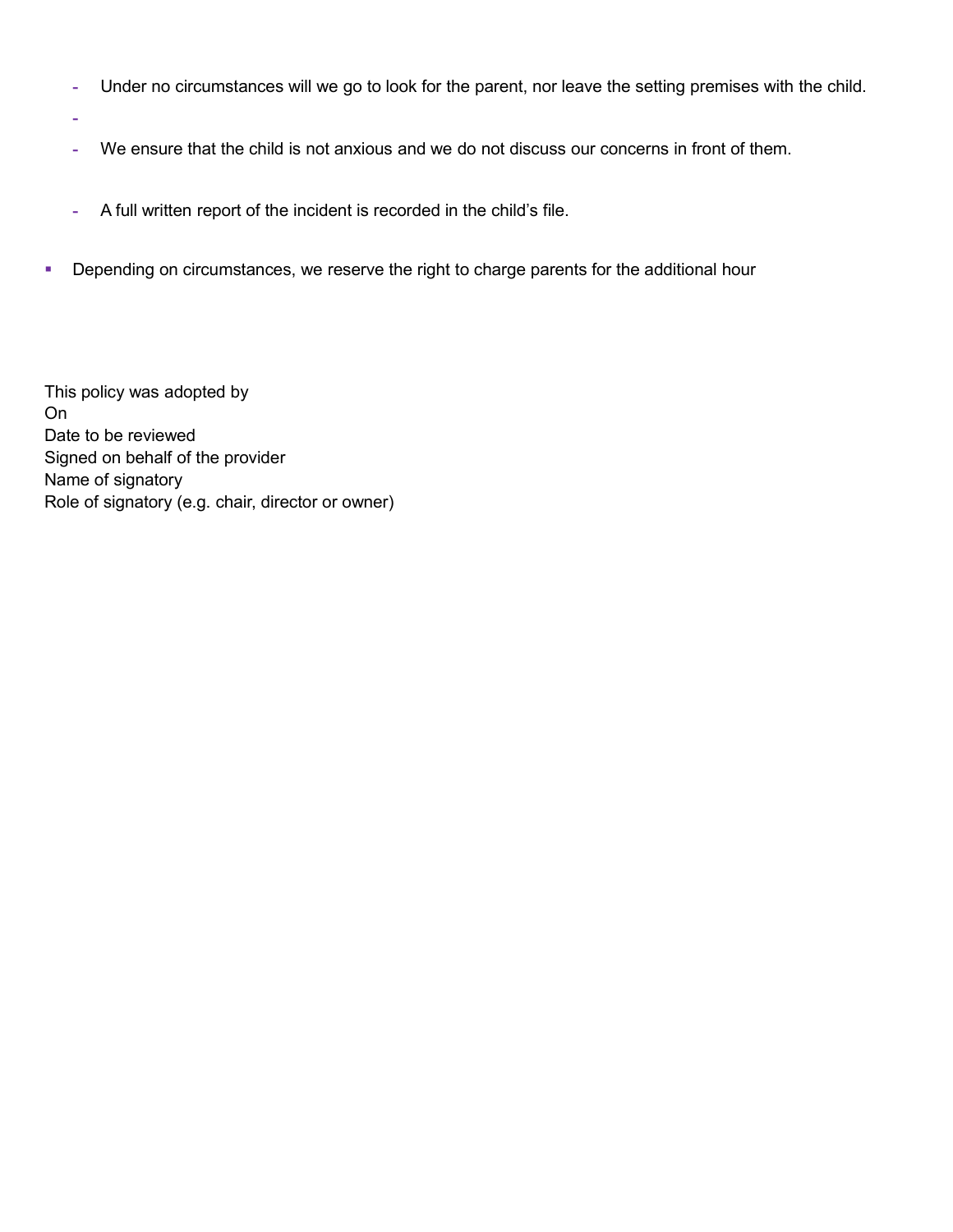- Under no circumstances will we go to look for the parent, nor leave the setting premises with the child.
- 
- We ensure that the child is not anxious and we do not discuss our concerns in front of them.
- A full written report of the incident is recorded in the child's file.

- Depending on circumstances, we reserve the right to charge parents for the additional hour

This policy was adopted by  
On  
Date to be reviewed  
Signed on behalf of the provider  
Name of signatory  
Role of signatory (e.g. chair, director or owner)